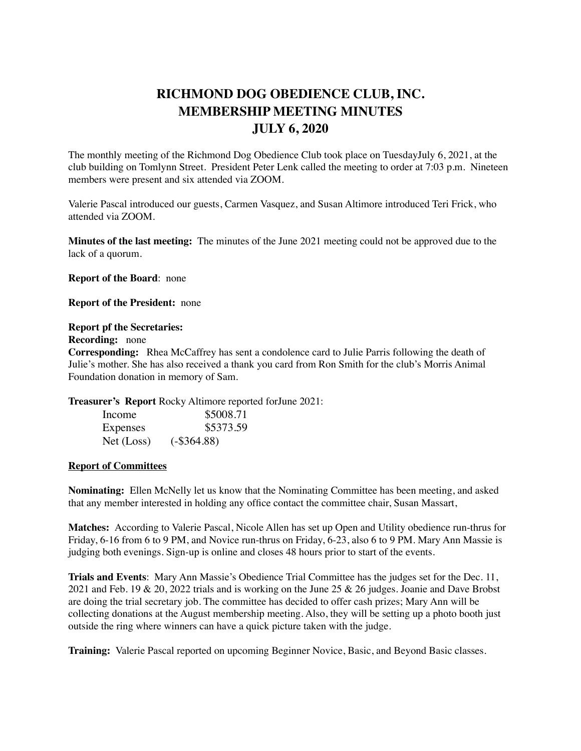# RICHMOND DOG OBEDIENCE CLUB, INC.
# MEMBERSHIP MEETING MINUTES
# JULY 6, 2020

The monthly meeting of the Richmond Dog Obedience Club took place on TuesdayJuly 6, 2021, at the club building on Tomlynn Street. President Peter Lenk called the meeting to order at 7:03 p.m. Nineteen members were present and six attended via ZOOM.

Valerie Pascal introduced our guests, Carmen Vasquez, and Susan Altimore introduced Teri Frick, who attended via ZOOM.

**Minutes of the last meeting:** The minutes of the June 2021 meeting could not be approved due to the lack of a quorum.

**Report of the Board**: none

**Report of the President:** none

**Report pf the Secretaries:**
**Recording:** none
**Corresponding:** Rhea McCaffrey has sent a condolence card to Julie Parris following the death of Julie's mother. She has also received a thank you card from Ron Smith for the club's Morris Animal Foundation donation in memory of Sam.

**Treasurer's Report** Rocky Altimore reported forJune 2021:

| | |
|---|---|
| Income | $5008.71 |
| Expenses | $5373.59 |
| Net (Loss) | (-$364.88) |

**Report of Committees**

**Nominating:** Ellen McNelly let us know that the Nominating Committee has been meeting, and asked that any member interested in holding any office contact the committee chair, Susan Massart,

**Matches:** According to Valerie Pascal, Nicole Allen has set up Open and Utility obedience run-thrus for Friday, 6-16 from 6 to 9 PM, and Novice run-thrus on Friday, 6-23, also 6 to 9 PM. Mary Ann Massie is judging both evenings. Sign-up is online and closes 48 hours prior to start of the events.

**Trials and Events**: Mary Ann Massie's Obedience Trial Committee has the judges set for the Dec. 11, 2021 and Feb. 19 & 20, 2022 trials and is working on the June 25 & 26 judges. Joanie and Dave Brobst are doing the trial secretary job. The committee has decided to offer cash prizes; Mary Ann will be collecting donations at the August membership meeting. Also, they will be setting up a photo booth just outside the ring where winners can have a quick picture taken with the judge.

**Training:** Valerie Pascal reported on upcoming Beginner Novice, Basic, and Beyond Basic classes.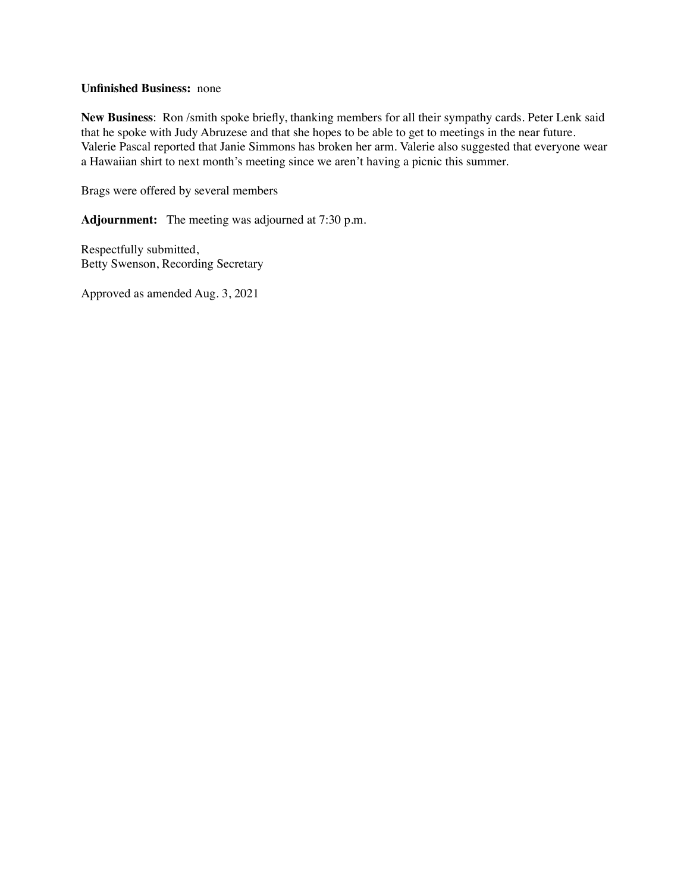**Unfinished Business:** none

**New Business**: Ron /smith spoke briefly, thanking members for all their sympathy cards. Peter Lenk said that he spoke with Judy Abruzese and that she hopes to be able to get to meetings in the near future. Valerie Pascal reported that Janie Simmons has broken her arm. Valerie also suggested that everyone wear a Hawaiian shirt to next month's meeting since we aren't having a picnic this summer.

Brags were offered by several members

**Adjournment:** The meeting was adjourned at 7:30 p.m.

Respectfully submitted,
Betty Swenson, Recording Secretary

Approved as amended Aug. 3, 2021